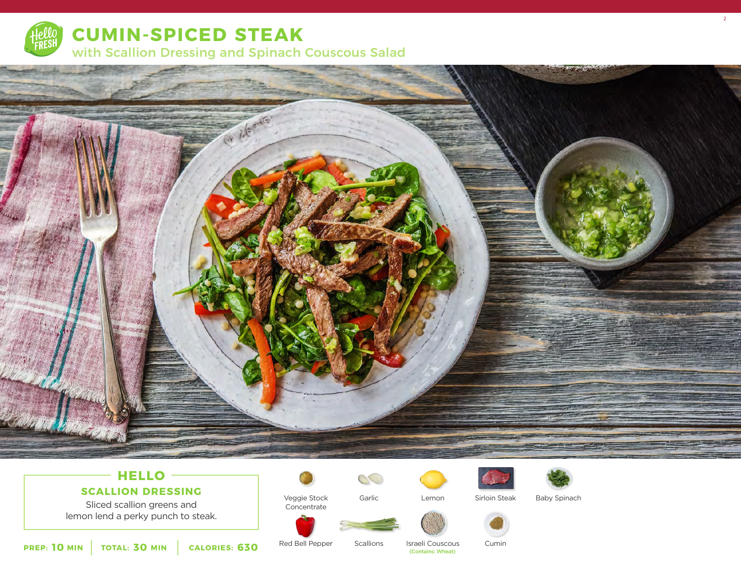# CUMIN-SPICED STEAK

## with Scallion Dressing and Spinach Couscous Salad

### HELLO

**SCALLION DRESSING**

Sliced scallion greens and lemon lend a perky punch to steak.

**PREP: 10 MIN** | **TOTAL: 30 MIN** | **CALORIES: 630**

- Veggie Stock Concentrate
- Garlic
- Lemon
- Sirloin Steak
- Baby Spinach
- Red Bell Pepper
- Scallions
- Israeli Couscous (Contains: Wheat)
- Cumin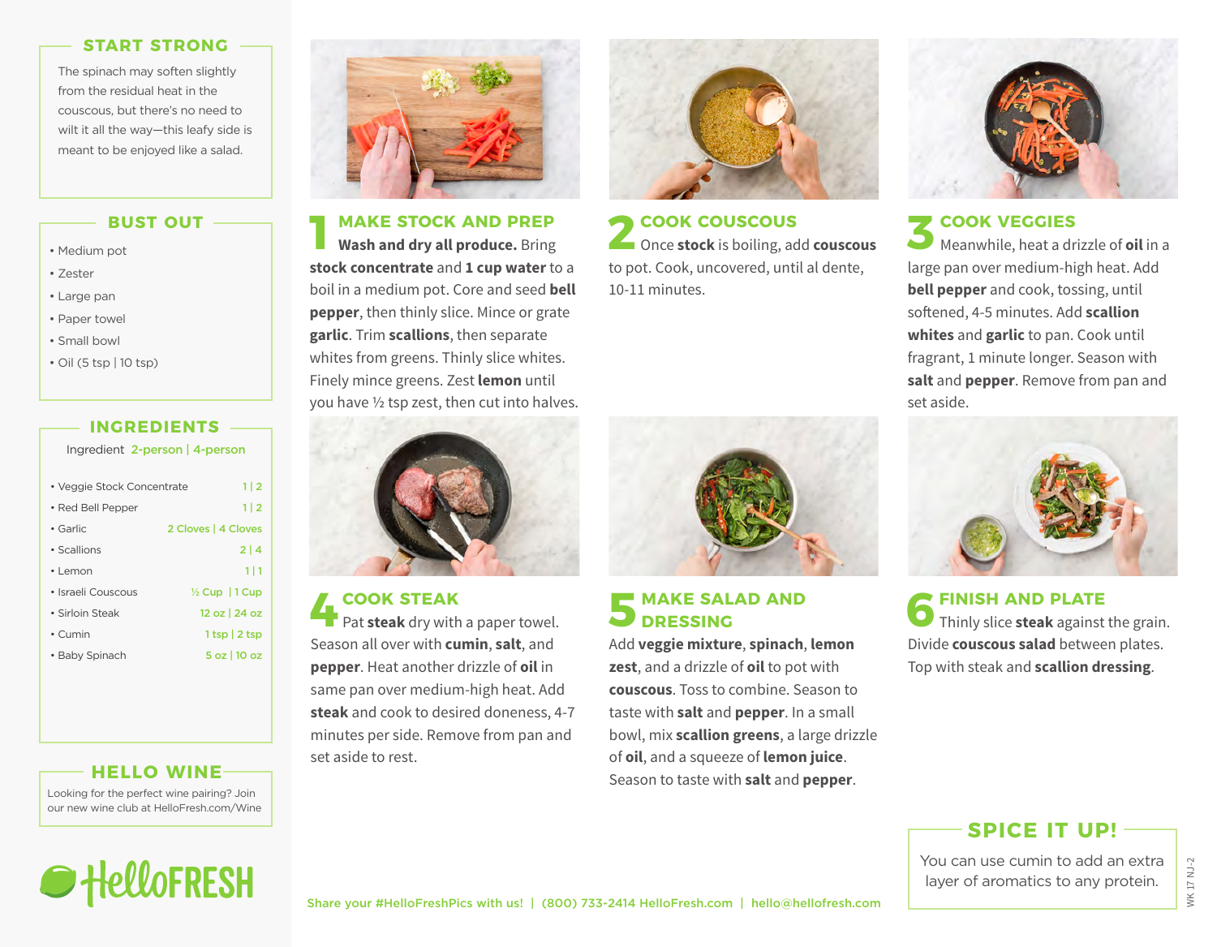## START STRONG

The spinach may soften slightly from the residual heat in the couscous, but there's no need to wilt it all the way—this leafy side is meant to be enjoyed like a salad.

## BUST OUT

- Medium pot
- Zester
- Large pan
- Paper towel
- Small bowl
- Oil (5 tsp | 10 tsp)

## INGREDIENTS

| Ingredient | 2-person \| 4-person |
| --- | --- |
| Veggie Stock Concentrate | 1 \| 2 |
| Red Bell Pepper | 1 \| 2 |
| Garlic | 2 Cloves \| 4 Cloves |
| Scallions | 2 \| 4 |
| Lemon | 1 \| 1 |
| Israeli Couscous | ½ Cup \| 1 Cup |
| Sirloin Steak | 12 oz \| 24 oz |
| Cumin | 1 tsp \| 2 tsp |
| Baby Spinach | 5 oz \| 10 oz |

## HELLO WINE

Looking for the perfect wine pairing? Join our new wine club at HelloFresh.com/Wine

HelloFRESH

## 1 MAKE STOCK AND PREP

**Wash and dry all produce.** Bring **stock concentrate** and **1 cup water** to a boil in a medium pot. Core and seed **bell pepper**, then thinly slice. Mince or grate **garlic**. Trim **scallions**, then separate whites from greens. Thinly slice whites. Finely mince greens. Zest **lemon** until you have ½ tsp zest, then cut into halves.

## 2 COOK COUSCOUS

Once **stock** is boiling, add **couscous** to pot. Cook, uncovered, until al dente, 10-11 minutes.

## 3 COOK VEGGIES

Meanwhile, heat a drizzle of **oil** in a large pan over medium-high heat. Add **bell pepper** and cook, tossing, until softened, 4-5 minutes. Add **scallion whites** and **garlic** to pan. Cook until fragrant, 1 minute longer. Season with **salt** and **pepper**. Remove from pan and set aside.

## 4 COOK STEAK

Pat **steak** dry with a paper towel. Season all over with **cumin**, **salt**, and **pepper**. Heat another drizzle of **oil** in same pan over medium-high heat. Add **steak** and cook to desired doneness, 4-7 minutes per side. Remove from pan and set aside to rest.

## 5 MAKE SALAD AND DRESSING

Add **veggie mixture**, **spinach**, **lemon zest**, and a drizzle of **oil** to pot with **couscous**. Toss to combine. Season to taste with **salt** and **pepper**. In a small bowl, mix **scallion greens**, a large drizzle of **oil**, and a squeeze of **lemon juice**. Season to taste with **salt** and **pepper**.

## 6 FINISH AND PLATE

Thinly slice **steak** against the grain. Divide **couscous salad** between plates. Top with steak and **scallion dressing**.

## SPICE IT UP!

You can use cumin to add an extra layer of aromatics to any protein.

Share your #HelloFreshPics with us! | (800) 733-2414 HelloFresh.com | hello@hellofresh.com

WK 17 NJ-2